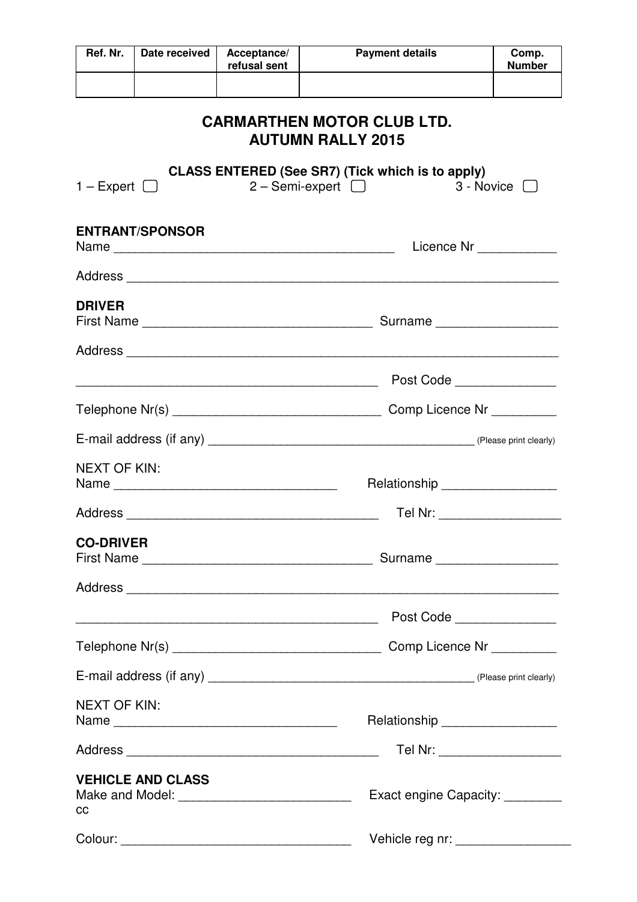| Ref. Nr. | Date received | Acceptance/ refusal sent | Payment details | Comp. Number |
|---|---|---|---|---|
| | | | | |

# CARMARTHEN MOTOR CLUB LTD.
# AUTUMN RALLY 2015

**CLASS ENTERED (See SR7) (Tick which is to apply)**

1 – Expert ☐ 2 – Semi-expert ☐ 3 - Novice ☐

**ENTRANT/SPONSOR**

Name ________________________________________ Licence Nr ___________

Address ____________________________________________________________

**DRIVER**

First Name _______________________________ Surname ________________

Address ____________________________________________________________

___________________________________________ Post Code ______________

Telephone Nr(s) _____________________________ Comp Licence Nr _________

E-mail address (if any) ______________________________________ (Please print clearly)

NEXT OF KIN:

Name ________________________________ Relationship ________________

Address ____________________________________ Tel Nr: _________________

**CO-DRIVER**

First Name _______________________________ Surname ________________

Address ____________________________________________________________

___________________________________________ Post Code ______________

Telephone Nr(s) _____________________________ Comp Licence Nr _________

E-mail address (if any) ______________________________________ (Please print clearly)

NEXT OF KIN:

Name ________________________________ Relationship ________________

Address ____________________________________ Tel Nr: _________________

**VEHICLE AND CLASS**

Make and Model: ________________________ Exact engine Capacity: ________ cc

Colour: ________________________________ Vehicle reg nr: ________________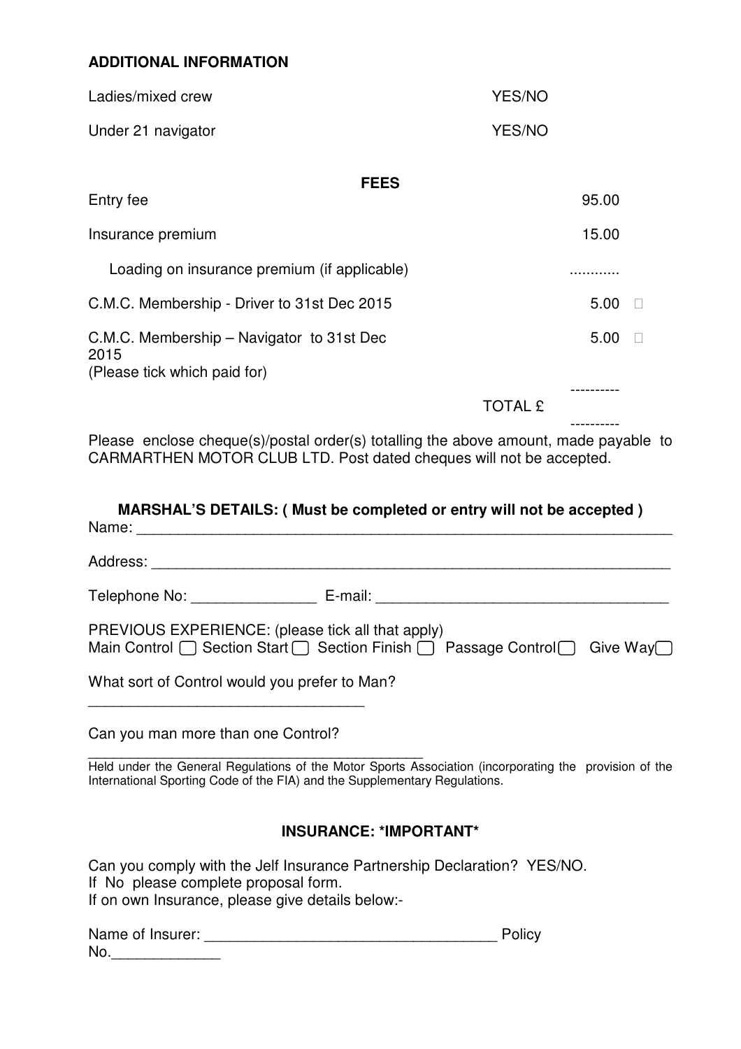**ADDITIONAL INFORMATION**

| | |
|---|---|
| Ladies/mixed crew | YES/NO |
| Under 21 navigator | YES/NO |

**FEES**

| | | |
|---|---|---|
| Entry fee | 95.00 | |
| Insurance premium | 15.00 | |
| Loading on insurance premium (if applicable) | ............ | |
| C.M.C. Membership - Driver to 31st Dec 2015 | 5.00 | ☐ |
| C.M.C. Membership – Navigator to 31st Dec 2015 (Please tick which paid for) | 5.00 | ☐ |
| TOTAL £ | ---------- | |

Please enclose cheque(s)/postal order(s) totalling the above amount, made payable to CARMARTHEN MOTOR CLUB LTD. Post dated cheques will not be accepted.

**MARSHAL'S DETAILS: ( Must be completed or entry will not be accepted )**

Name: ____________________________________________________________

Address: __________________________________________________________

Telephone No: _______________ E-mail: ___________________________________

PREVIOUS EXPERIENCE: (please tick all that apply)
Main Control ☐ Section Start ☐ Section Finish ☐ Passage Control ☐ Give Way ☐

What sort of Control would you prefer to Man?
_________________________________

Can you man more than one Control?
________________________________________

Held under the General Regulations of the Motor Sports Association (incorporating the provision of the International Sporting Code of the FIA) and the Supplementary Regulations.

**INSURANCE: \*IMPORTANT\***

Can you comply with the Jelf Insurance Partnership Declaration? YES/NO.
If No please complete proposal form.
If on own Insurance, please give details below:-

Name of Insurer: ___________________________________ Policy No.______________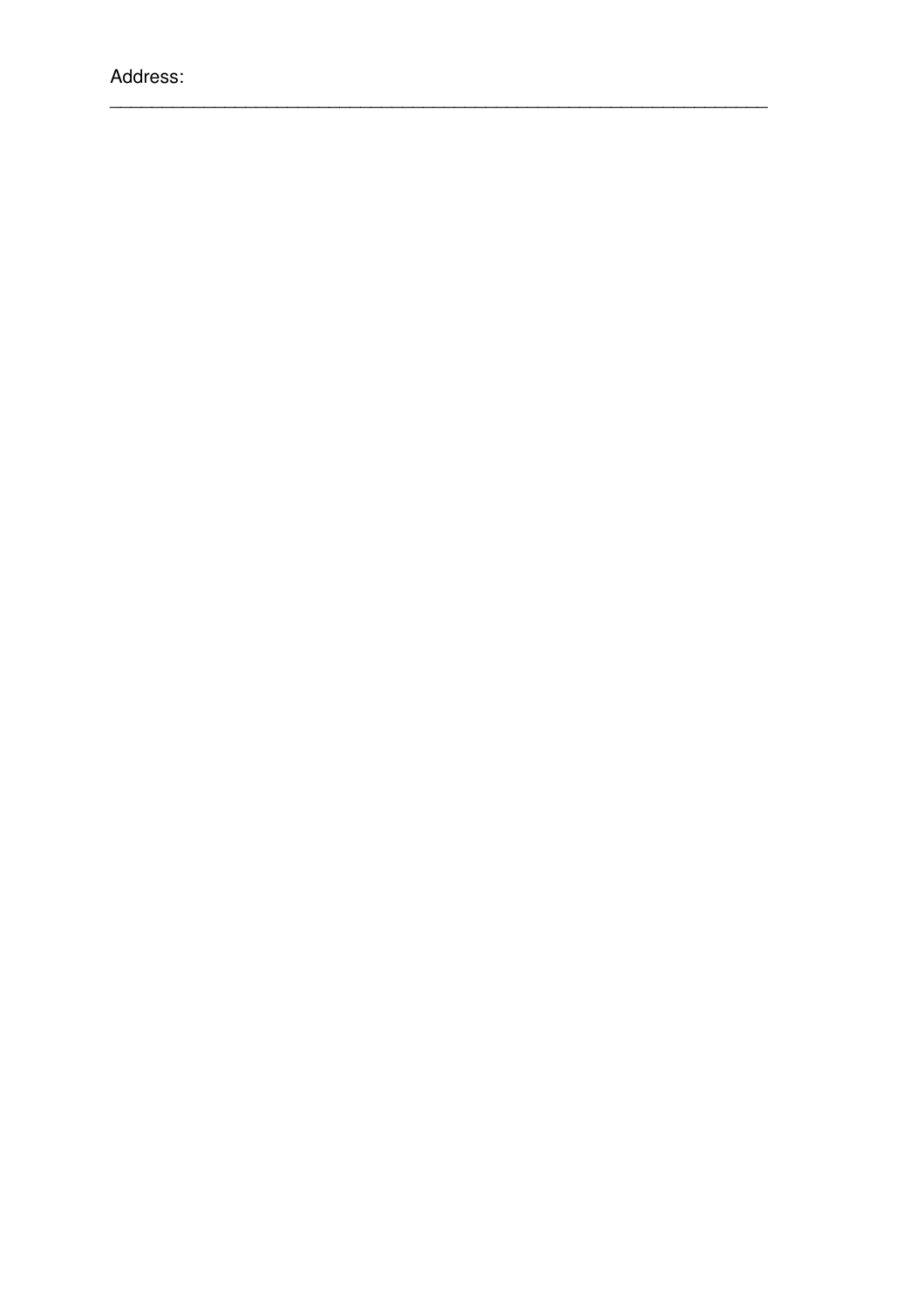Address:
______________________________________________________________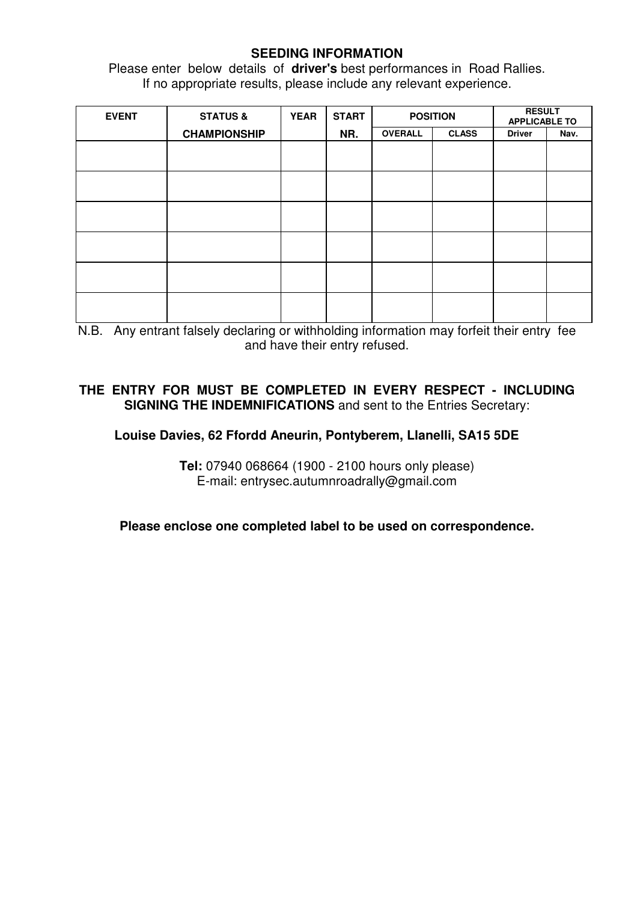## SEEDING INFORMATION

Please enter below details of **driver's** best performances in Road Rallies.
If no appropriate results, please include any relevant experience.

| EVENT | STATUS & CHAMPIONSHIP | YEAR | START NR. | POSITION | | RESULT APPLICABLE TO | |
|---|---|---|---|---|---|---|---|
| | | | | OVERALL | CLASS | Driver | Nav. |
| | | | | | | | |
| | | | | | | | |
| | | | | | | | |
| | | | | | | | |
| | | | | | | | |
| | | | | | | | |

N.B. Any entrant falsely declaring or withholding information may forfeit their entry fee and have their entry refused.

**THE ENTRY FOR MUST BE COMPLETED IN EVERY RESPECT - INCLUDING SIGNING THE INDEMNIFICATIONS** and sent to the Entries Secretary:

**Louise Davies, 62 Ffordd Aneurin, Pontyberem, Llanelli, SA15 5DE**

**Tel:** 07940 068664 (1900 - 2100 hours only please)
E-mail: entrysec.autumnroadrally@gmail.com

**Please enclose one completed label to be used on correspondence.**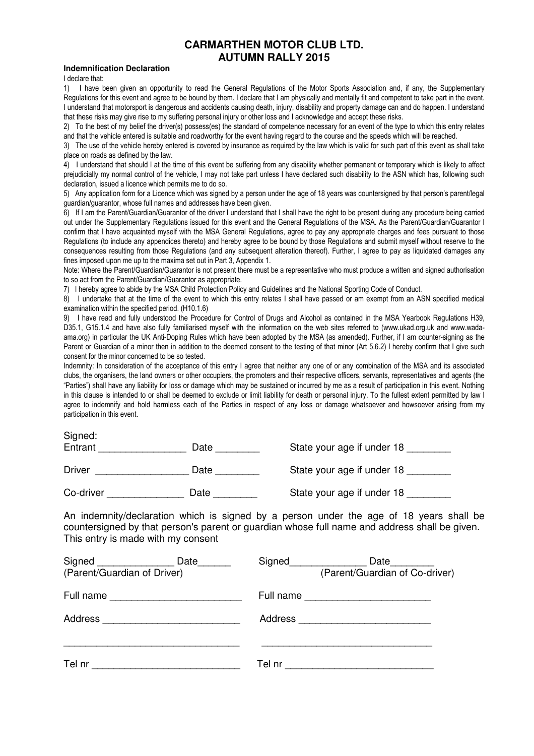# CARMARTHEN MOTOR CLUB LTD.
# AUTUMN RALLY 2015

**Indemnification Declaration**

I declare that:

1) I have been given an opportunity to read the General Regulations of the Motor Sports Association and, if any, the Supplementary Regulations for this event and agree to be bound by them. I declare that I am physically and mentally fit and competent to take part in the event. I understand that motorsport is dangerous and accidents causing death, injury, disability and property damage can and do happen. I understand that these risks may give rise to my suffering personal injury or other loss and I acknowledge and accept these risks.

2) To the best of my belief the driver(s) possess(es) the standard of competence necessary for an event of the type to which this entry relates and that the vehicle entered is suitable and roadworthy for the event having regard to the course and the speeds which will be reached.

3) The use of the vehicle hereby entered is covered by insurance as required by the law which is valid for such part of this event as shall take place on roads as defined by the law.

4) I understand that should I at the time of this event be suffering from any disability whether permanent or temporary which is likely to affect prejudicially my normal control of the vehicle, I may not take part unless I have declared such disability to the ASN which has, following such declaration, issued a licence which permits me to do so.

5) Any application form for a Licence which was signed by a person under the age of 18 years was countersigned by that person's parent/legal guardian/guarantor, whose full names and addresses have been given.

6) If I am the Parent/Guardian/Guarantor of the driver I understand that I shall have the right to be present during any procedure being carried out under the Supplementary Regulations issued for this event and the General Regulations of the MSA. As the Parent/Guardian/Guarantor I confirm that I have acquainted myself with the MSA General Regulations, agree to pay any appropriate charges and fees pursuant to those Regulations (to include any appendices thereto) and hereby agree to be bound by those Regulations and submit myself without reserve to the consequences resulting from those Regulations (and any subsequent alteration thereof). Further, I agree to pay as liquidated damages any fines imposed upon me up to the maxima set out in Part 3, Appendix 1.

Note: Where the Parent/Guardian/Guarantor is not present there must be a representative who must produce a written and signed authorisation to so act from the Parent/Guardian/Guarantor as appropriate.

7) I hereby agree to abide by the MSA Child Protection Policy and Guidelines and the National Sporting Code of Conduct.

8) I undertake that at the time of the event to which this entry relates I shall have passed or am exempt from an ASN specified medical examination within the specified period. (H10.1.6)

9) I have read and fully understood the Procedure for Control of Drugs and Alcohol as contained in the MSA Yearbook Regulations H39, D35.1, G15.1.4 and have also fully familiarised myself with the information on the web sites referred to (www.ukad.org.uk and www.wada-ama.org) in particular the UK Anti-Doping Rules which have been adopted by the MSA (as amended). Further, if I am counter-signing as the Parent or Guardian of a minor then in addition to the deemed consent to the testing of that minor (Art 5.6.2) I hereby confirm that I give such consent for the minor concerned to be so tested.

Indemnity: In consideration of the acceptance of this entry I agree that neither any one of or any combination of the MSA and its associated clubs, the organisers, the land owners or other occupiers, the promoters and their respective officers, servants, representatives and agents (the "Parties") shall have any liability for loss or damage which may be sustained or incurred by me as a result of participation in this event. Nothing in this clause is intended to or shall be deemed to exclude or limit liability for death or personal injury. To the fullest extent permitted by law I agree to indemnify and hold harmless each of the Parties in respect of any loss or damage whatsoever and howsoever arising from my participation in this event.

Signed:

Entrant ________________ Date ________ State your age if under 18 ________

Driver _________________ Date ________ State your age if under 18 ________

Co-driver ______________ Date ________ State your age if under 18 ________

An indemnity/declaration which is signed by a person under the age of 18 years shall be countersigned by that person's parent or guardian whose full name and address shall be given. This entry is made with my consent

Signed ______________ Date______ (Parent/Guardian of Driver)

Full name ________________________

Address _________________________

_________________________________

Tel nr ___________________________

Signed______________ Date________ (Parent/Guardian of Co-driver)

Full name ______________________

Address ________________________

________________________________

Tel nr __________________________